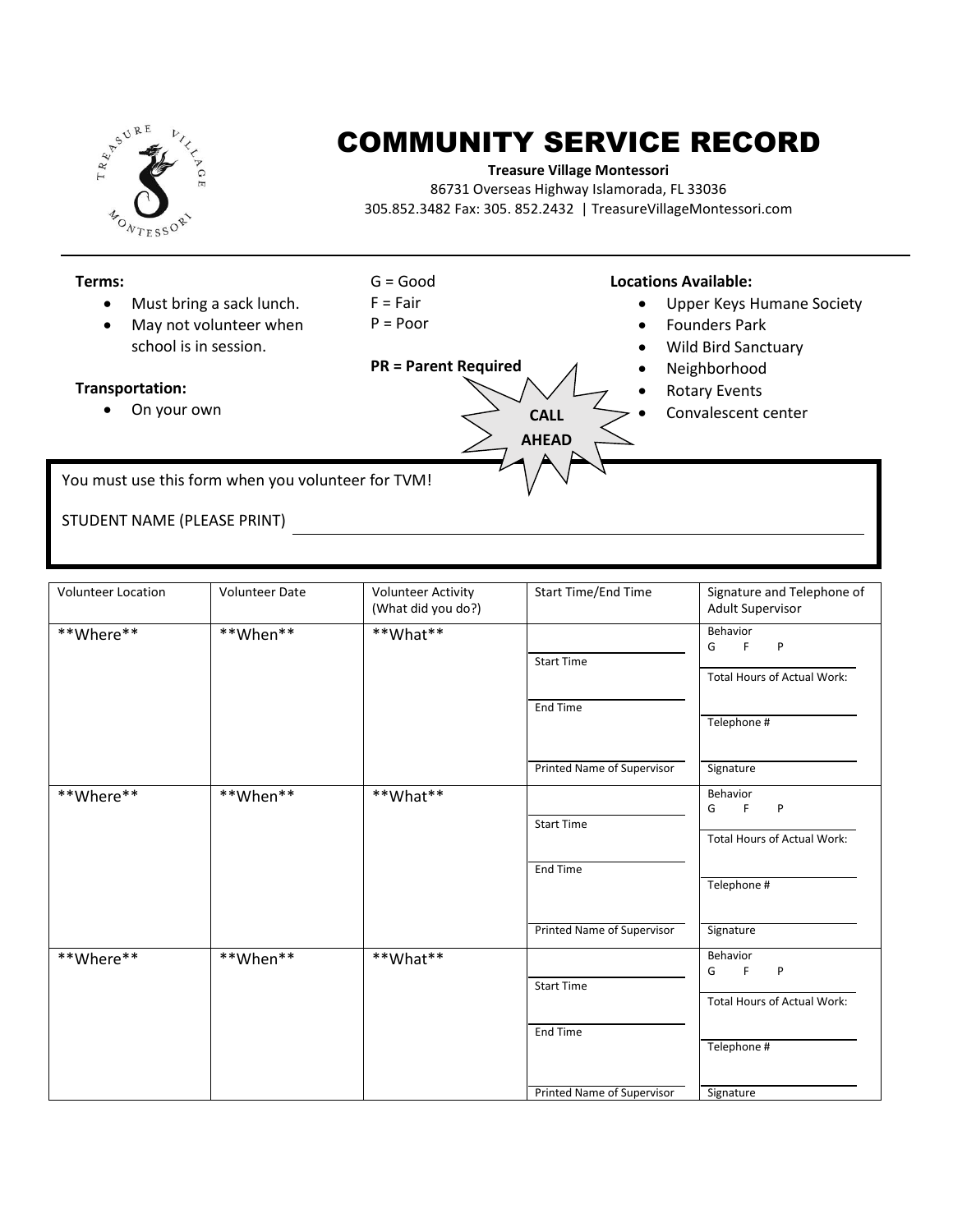# COMMUNITY SERVICE RECORD

**Treasure Village Montessori**
86731 Overseas Highway Islamorada, FL 33036
305.852.3482 Fax: 305. 852.2432 | TreasureVillageMontessori.com

---

**Terms:**
- Must bring a sack lunch.
- May not volunteer when school is in session.

**Transportation:**
- On your own

G = Good
F = Fair
P = Poor

**PR = Parent Required**

**CALL AHEAD**

**Locations Available:**
- Upper Keys Humane Society
- Founders Park
- Wild Bird Sanctuary
- Neighborhood
- Rotary Events
- Convalescent center

You must use this form when you volunteer for TVM!

STUDENT NAME (PLEASE PRINT) ______________________________

| Volunteer Location | Volunteer Date | Volunteer Activity (What did you do?) | Start Time/End Time | Signature and Telephone of Adult Supervisor |
|---|---|---|---|---|
| \*\*Where\*\* | \*\*When\*\* | \*\*What\*\* | Start Time<br>End Time<br>Printed Name of Supervisor | Behavior<br>G F P<br>Total Hours of Actual Work:<br>Telephone #<br>Signature |
| \*\*Where\*\* | \*\*When\*\* | \*\*What\*\* | Start Time<br>End Time<br>Printed Name of Supervisor | Behavior<br>G F P<br>Total Hours of Actual Work:<br>Telephone #<br>Signature |
| \*\*Where\*\* | \*\*When\*\* | \*\*What\*\* | Start Time<br>End Time<br>Printed Name of Supervisor | Behavior<br>G F P<br>Total Hours of Actual Work:<br>Telephone #<br>Signature |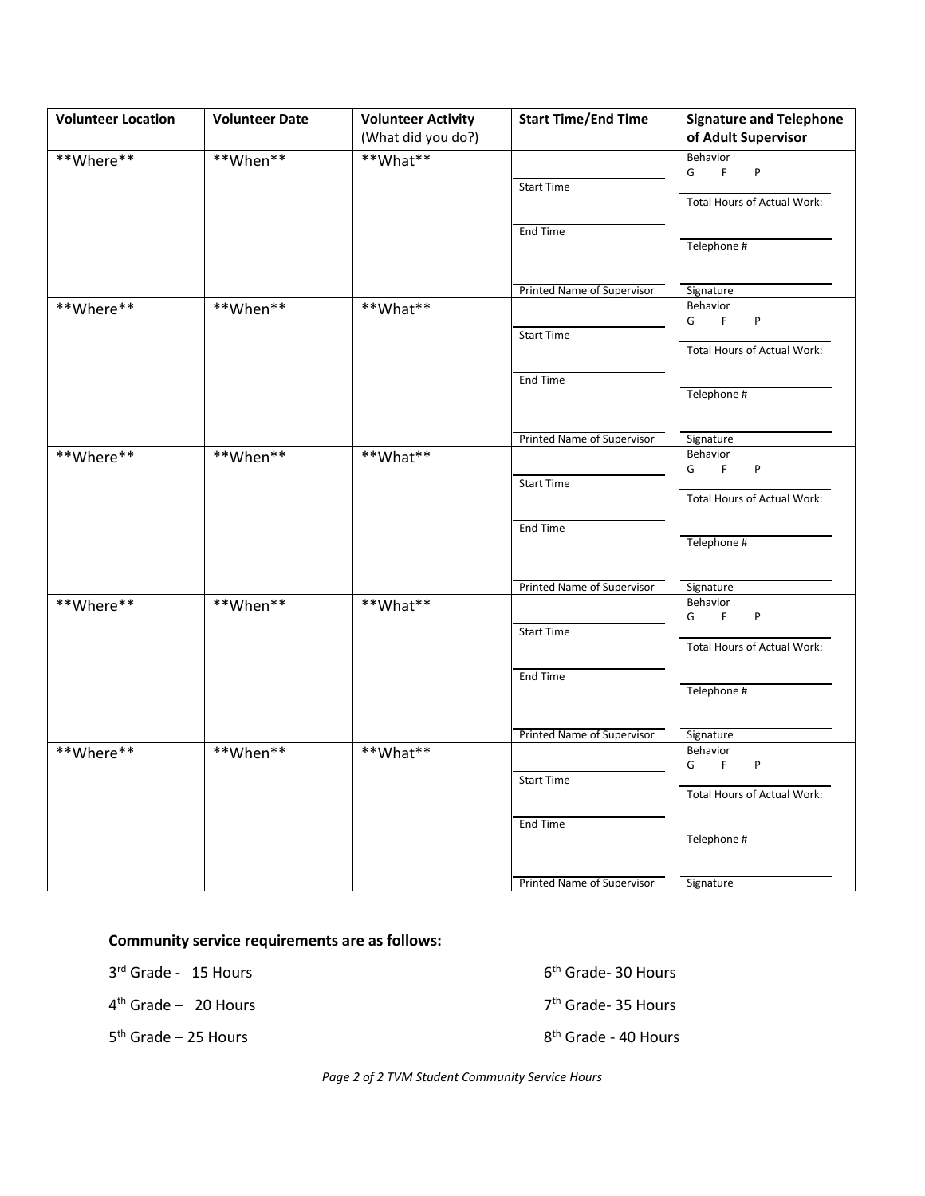| Volunteer Location | Volunteer Date | Volunteer Activity (What did you do?) | Start Time/End Time | Signature and Telephone of Adult Supervisor |
|---|---|---|---|---|
| \*\*Where\*\* | \*\*When\*\* | \*\*What\*\* | Start Time<br>End Time<br>Printed Name of Supervisor | Behavior<br>G F P<br>Total Hours of Actual Work:<br>Telephone #<br>Signature |
| \*\*Where\*\* | \*\*When\*\* | \*\*What\*\* | Start Time<br>End Time<br>Printed Name of Supervisor | Behavior<br>G F P<br>Total Hours of Actual Work:<br>Telephone #<br>Signature |
| \*\*Where\*\* | \*\*When\*\* | \*\*What\*\* | Start Time<br>End Time<br>Printed Name of Supervisor | Behavior<br>G F P<br>Total Hours of Actual Work:<br>Telephone #<br>Signature |
| \*\*Where\*\* | \*\*When\*\* | \*\*What\*\* | Start Time<br>End Time<br>Printed Name of Supervisor | Behavior<br>G F P<br>Total Hours of Actual Work:<br>Telephone #<br>Signature |
| \*\*Where\*\* | \*\*When\*\* | \*\*What\*\* | Start Time<br>End Time<br>Printed Name of Supervisor | Behavior<br>G F P<br>Total Hours of Actual Work:<br>Telephone #<br>Signature |

**Community service requirements are as follows:**

3rd Grade - 15 Hours

4th Grade – 20 Hours

5th Grade – 25 Hours

6th Grade- 30 Hours

7th Grade- 35 Hours

8th Grade - 40 Hours